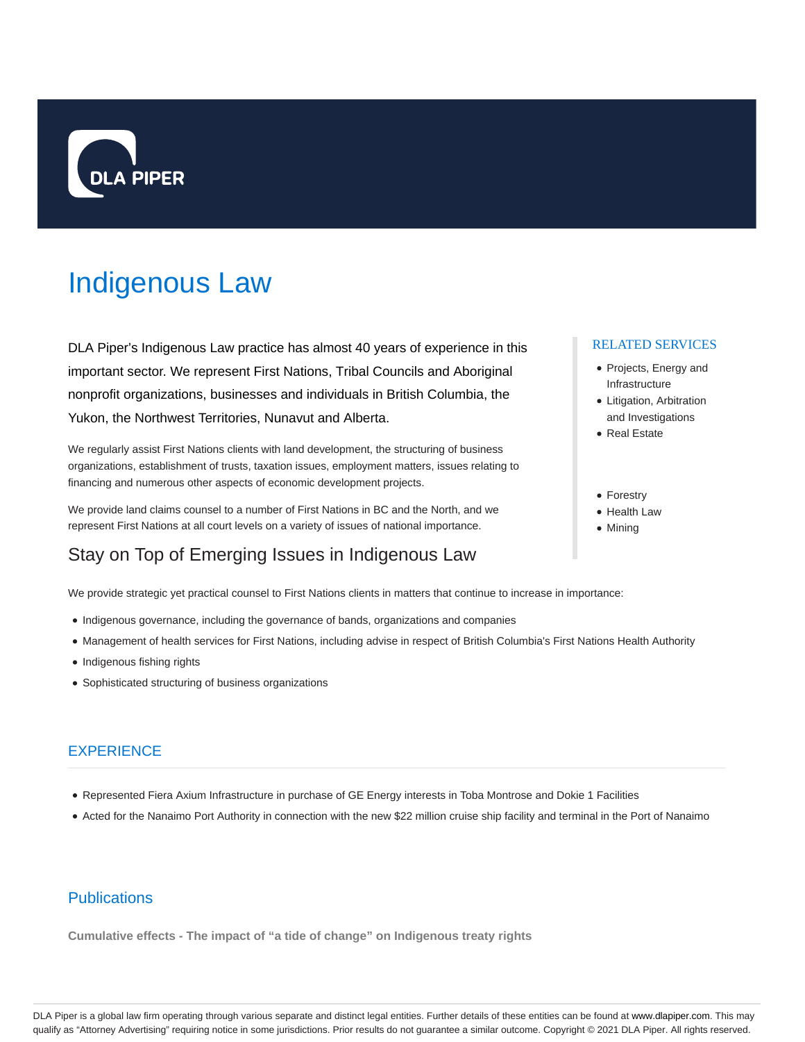DLA PIPER

# Indigenous Law

DLA Piper's Indigenous Law practice has almost 40 years of experience in this important sector. We represent First Nations, Tribal Councils and Aboriginal nonprofit organizations, businesses and individuals in British Columbia, the Yukon, the Northwest Territories, Nunavut and Alberta.

We regularly assist First Nations clients with land development, the structuring of business organizations, establishment of trusts, taxation issues, employment matters, issues relating to financing and numerous other aspects of economic development projects.

We provide land claims counsel to a number of First Nations in BC and the North, and we represent First Nations at all court levels on a variety of issues of national importance.

### RELATED SERVICES

- Projects, Energy and Infrastructure
- Litigation, Arbitration and Investigations
- Real Estate
- Forestry
- Health Law
- Mining

## Stay on Top of Emerging Issues in Indigenous Law

We provide strategic yet practical counsel to First Nations clients in matters that continue to increase in importance:

- Indigenous governance, including the governance of bands, organizations and companies
- Management of health services for First Nations, including advise in respect of British Columbia's First Nations Health Authority
- Indigenous fishing rights
- Sophisticated structuring of business organizations

## EXPERIENCE

- Represented Fiera Axium Infrastructure in purchase of GE Energy interests in Toba Montrose and Dokie 1 Facilities
- Acted for the Nanaimo Port Authority in connection with the new $22 million cruise ship facility and terminal in the Port of Nanaimo

## Publications

**Cumulative effects - The impact of "a tide of change" on Indigenous treaty rights**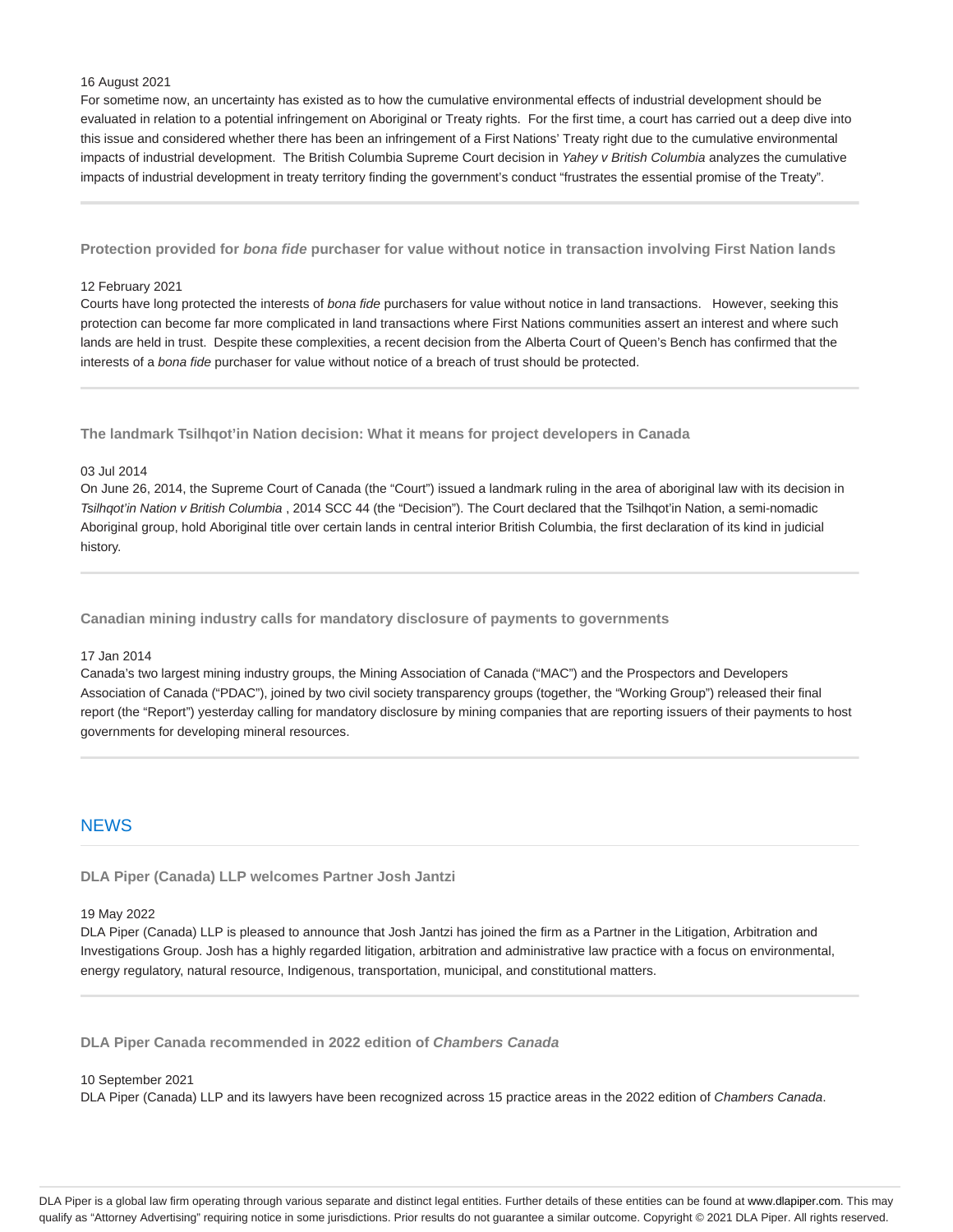16 August 2021

For sometime now, an uncertainty has existed as to how the cumulative environmental effects of industrial development should be evaluated in relation to a potential infringement on Aboriginal or Treaty rights. For the first time, a court has carried out a deep dive into this issue and considered whether there has been an infringement of a First Nations' Treaty right due to the cumulative environmental impacts of industrial development. The British Columbia Supreme Court decision in *Yahey v British Columbia* analyzes the cumulative impacts of industrial development in treaty territory finding the government's conduct "frustrates the essential promise of the Treaty".

---

**Protection provided for *bona fide* purchaser for value without notice in transaction involving First Nation lands**

12 February 2021

Courts have long protected the interests of *bona fide* purchasers for value without notice in land transactions. However, seeking this protection can become far more complicated in land transactions where First Nations communities assert an interest and where such lands are held in trust. Despite these complexities, a recent decision from the Alberta Court of Queen's Bench has confirmed that the interests of a *bona fide* purchaser for value without notice of a breach of trust should be protected.

---

**The landmark Tsilhqot'in Nation decision: What it means for project developers in Canada**

03 Jul 2014

On June 26, 2014, the Supreme Court of Canada (the "Court") issued a landmark ruling in the area of aboriginal law with its decision in *Tsilhqot'in Nation v British Columbia* , 2014 SCC 44 (the "Decision"). The Court declared that the Tsilhqot'in Nation, a semi-nomadic Aboriginal group, hold Aboriginal title over certain lands in central interior British Columbia, the first declaration of its kind in judicial history.

---

**Canadian mining industry calls for mandatory disclosure of payments to governments**

17 Jan 2014

Canada's two largest mining industry groups, the Mining Association of Canada ("MAC") and the Prospectors and Developers Association of Canada ("PDAC"), joined by two civil society transparency groups (together, the "Working Group") released their final report (the "Report") yesterday calling for mandatory disclosure by mining companies that are reporting issuers of their payments to host governments for developing mineral resources.

---

## NEWS

**DLA Piper (Canada) LLP welcomes Partner Josh Jantzi**

19 May 2022

DLA Piper (Canada) LLP is pleased to announce that Josh Jantzi has joined the firm as a Partner in the Litigation, Arbitration and Investigations Group. Josh has a highly regarded litigation, arbitration and administrative law practice with a focus on environmental, energy regulatory, natural resource, Indigenous, transportation, municipal, and constitutional matters.

---

**DLA Piper Canada recommended in 2022 edition of *Chambers Canada***

10 September 2021

DLA Piper (Canada) LLP and its lawyers have been recognized across 15 practice areas in the 2022 edition of *Chambers Canada*.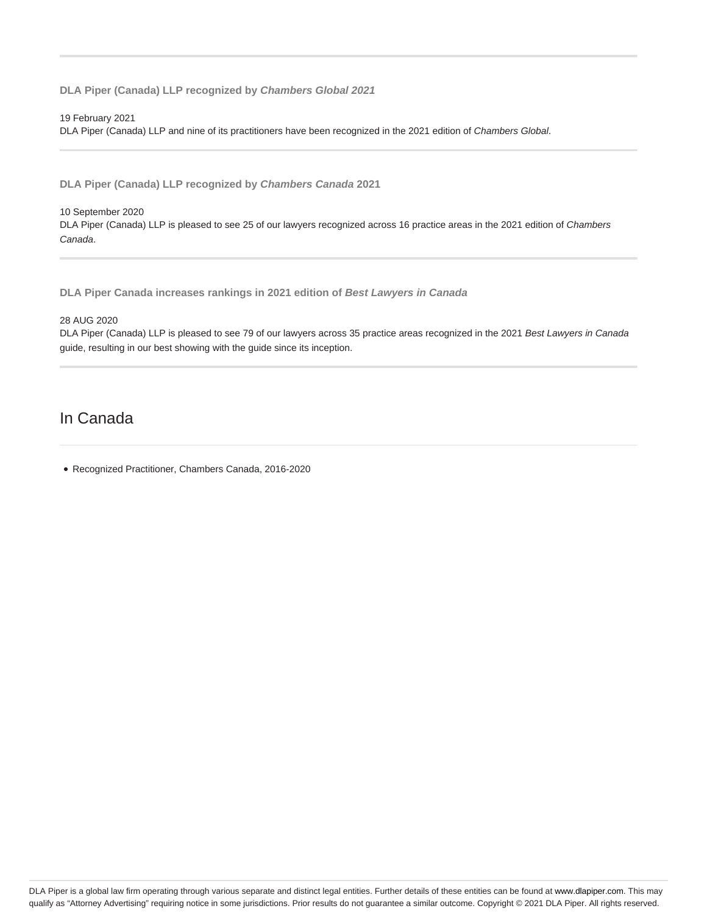**DLA Piper (Canada) LLP recognized by *Chambers Global 2021***

19 February 2021
DLA Piper (Canada) LLP and nine of its practitioners have been recognized in the 2021 edition of *Chambers Global*.

**DLA Piper (Canada) LLP recognized by *Chambers Canada* 2021**

10 September 2020
DLA Piper (Canada) LLP is pleased to see 25 of our lawyers recognized across 16 practice areas in the 2021 edition of *Chambers Canada*.

**DLA Piper Canada increases rankings in 2021 edition of *Best Lawyers in Canada***

28 AUG 2020
DLA Piper (Canada) LLP is pleased to see 79 of our lawyers across 35 practice areas recognized in the 2021 *Best Lawyers in Canada* guide, resulting in our best showing with the guide since its inception.

## In Canada

- Recognized Practitioner, Chambers Canada, 2016-2020